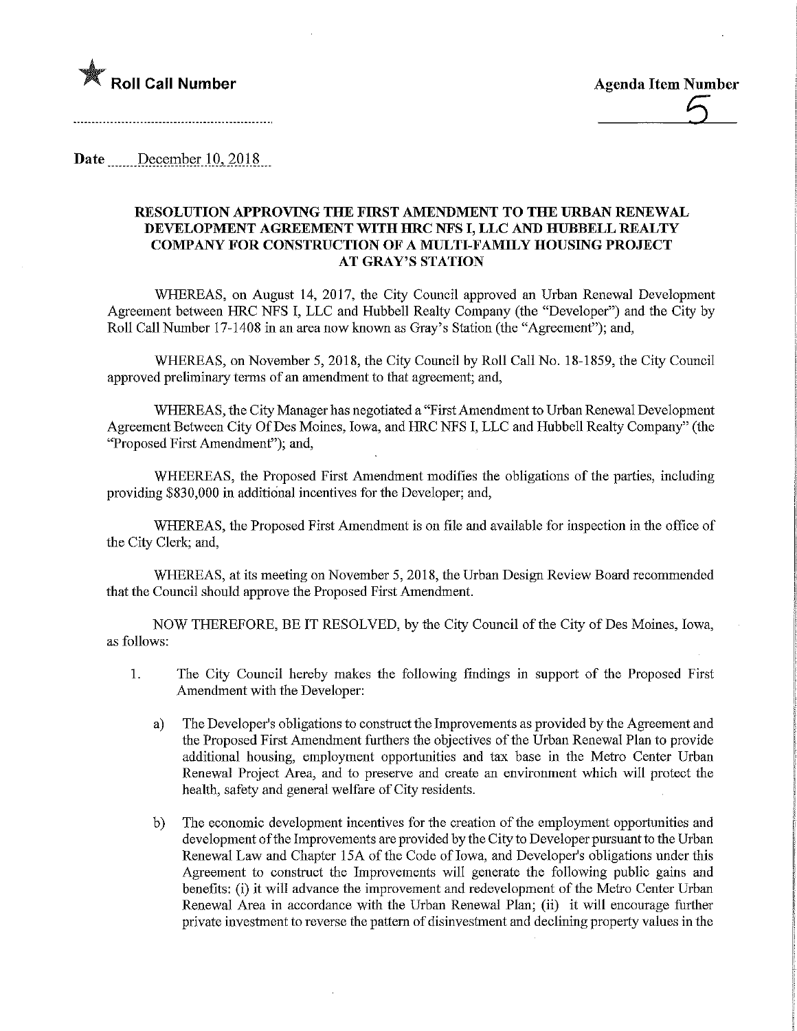★ **Roll Call Number**

**Agenda Item Number**

5

Date December 10, 2018

**RESOLUTION APPROVING THE FIRST AMENDMENT TO THE URBAN RENEWAL DEVELOPMENT AGREEMENT WITH HRC NFS I, LLC AND HUBBELL REALTY COMPANY FOR CONSTRUCTION OF A MULTI-FAMILY HOUSING PROJECT AT GRAY'S STATION**

WHEREAS, on August 14, 2017, the City Council approved an Urban Renewal Development Agreement between HRC NFS I, LLC and Hubbell Realty Company (the "Developer") and the City by Roll Call Number 17-1408 in an area now known as Gray's Station (the "Agreement"); and,

WHEREAS, on November 5, 2018, the City Council by Roll Call No. 18-1859, the City Council approved preliminary terms of an amendment to that agreement; and,

WHEREAS, the City Manager has negotiated a "First Amendment to Urban Renewal Development Agreement Between City Of Des Moines, Iowa, and HRC NFS I, LLC and Hubbell Realty Company" (the "Proposed First Amendment"); and,

WHEEREAS, the Proposed First Amendment modifies the obligations of the parties, including providing $830,000 in additional incentives for the Developer; and,

WHEREAS, the Proposed First Amendment is on file and available for inspection in the office of the City Clerk; and,

WHEREAS, at its meeting on November 5, 2018, the Urban Design Review Board recommended that the Council should approve the Proposed First Amendment.

NOW THEREFORE, BE IT RESOLVED, by the City Council of the City of Des Moines, Iowa, as follows:

1. The City Council hereby makes the following findings in support of the Proposed First Amendment with the Developer:

   a) The Developer's obligations to construct the Improvements as provided by the Agreement and the Proposed First Amendment furthers the objectives of the Urban Renewal Plan to provide additional housing, employment opportunities and tax base in the Metro Center Urban Renewal Project Area, and to preserve and create an environment which will protect the health, safety and general welfare of City residents.

   b) The economic development incentives for the creation of the employment opportunities and development of the Improvements are provided by the City to Developer pursuant to the Urban Renewal Law and Chapter 15A of the Code of Iowa, and Developer's obligations under this Agreement to construct the Improvements will generate the following public gains and benefits: (i) it will advance the improvement and redevelopment of the Metro Center Urban Renewal Area in accordance with the Urban Renewal Plan; (ii) it will encourage further private investment to reverse the pattern of disinvestment and declining property values in the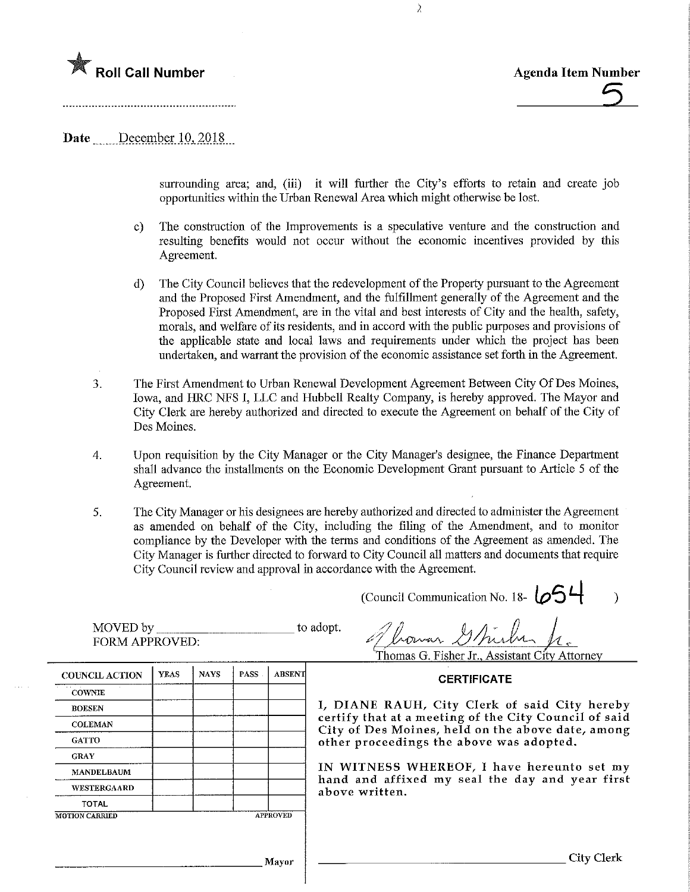★ **Roll Call Number**

**Agenda Item Number**

5

**Date** December 10, 2018

surrounding area; and, (iii) it will further the City's efforts to retain and create job opportunities within the Urban Renewal Area which might otherwise be lost.

c) The construction of the Improvements is a speculative venture and the construction and resulting benefits would not occur without the economic incentives provided by this Agreement.

d) The City Council believes that the redevelopment of the Property pursuant to the Agreement and the Proposed First Amendment, and the fulfillment generally of the Agreement and the Proposed First Amendment, are in the vital and best interests of City and the health, safety, morals, and welfare of its residents, and in accord with the public purposes and provisions of the applicable state and local laws and requirements under which the project has been undertaken, and warrant the provision of the economic assistance set forth in the Agreement.

3. The First Amendment to Urban Renewal Development Agreement Between City Of Des Moines, Iowa, and HRC NFS I, LLC and Hubbell Realty Company, is hereby approved. The Mayor and City Clerk are hereby authorized and directed to execute the Agreement on behalf of the City of Des Moines.

4. Upon requisition by the City Manager or the City Manager's designee, the Finance Department shall advance the installments on the Economic Development Grant pursuant to Article 5 of the Agreement.

5. The City Manager or his designees are hereby authorized and directed to administer the Agreement as amended on behalf of the City, including the filing of the Amendment, and to monitor compliance by the Developer with the terms and conditions of the Agreement as amended. The City Manager is further directed to forward to City Council all matters and documents that require City Council review and approval in accordance with the Agreement.

(Council Communication No. 18- 654 )

MOVED by ____________________ to adopt.

FORM APPROVED:

Thomas G. Fisher Jr., Assistant City Attorney

| COUNCIL ACTION | YEAS | NAYS | PASS | ABSENT |
|---|---|---|---|---|
| COWNIE | | | | |
| BOESEN | | | | |
| COLEMAN | | | | |
| GATTO | | | | |
| GRAY | | | | |
| MANDELBAUM | | | | |
| WESTERGAARD | | | | |
| TOTAL | | | | |

MOTION CARRIED APPROVED

____________________ Mayor

**CERTIFICATE**

I, DIANE RAUH, City Clerk of said City hereby certify that at a meeting of the City Council of said City of Des Moines, held on the above date, among other proceedings the above was adopted.

IN WITNESS WHEREOF, I have hereunto set my hand and affixed my seal the day and year first above written.

____________________ City Clerk